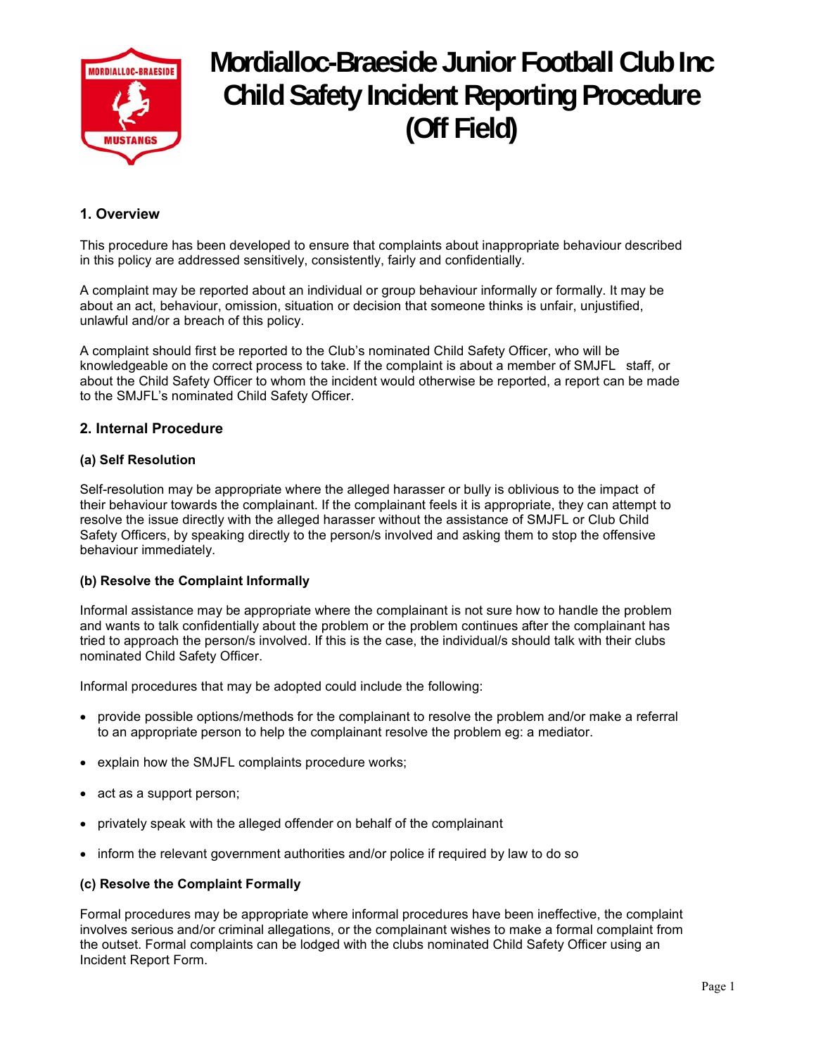# Mordialloc-Braeside Junior Football Club Inc Child Safety Incident Reporting Procedure (Off Field)

## 1. Overview

This procedure has been developed to ensure that complaints about inappropriate behaviour described in this policy are addressed sensitively, consistently, fairly and confidentially.

A complaint may be reported about an individual or group behaviour informally or formally. It may be about an act, behaviour, omission, situation or decision that someone thinks is unfair, unjustified, unlawful and/or a breach of this policy.

A complaint should first be reported to the Club's nominated Child Safety Officer, who will be knowledgeable on the correct process to take. If the complaint is about a member of SMJFL staff, or about the Child Safety Officer to whom the incident would otherwise be reported, a report can be made to the SMJFL's nominated Child Safety Officer.

## 2. Internal Procedure

### (a) Self Resolution

Self-resolution may be appropriate where the alleged harasser or bully is oblivious to the impact of their behaviour towards the complainant. If the complainant feels it is appropriate, they can attempt to resolve the issue directly with the alleged harasser without the assistance of SMJFL or Club Child Safety Officers, by speaking directly to the person/s involved and asking them to stop the offensive behaviour immediately.

### (b) Resolve the Complaint Informally

Informal assistance may be appropriate where the complainant is not sure how to handle the problem and wants to talk confidentially about the problem or the problem continues after the complainant has tried to approach the person/s involved. If this is the case, the individual/s should talk with their clubs nominated Child Safety Officer.

Informal procedures that may be adopted could include the following:

- provide possible options/methods for the complainant to resolve the problem and/or make a referral to an appropriate person to help the complainant resolve the problem eg: a mediator.
- explain how the SMJFL complaints procedure works;
- act as a support person;
- privately speak with the alleged offender on behalf of the complainant
- inform the relevant government authorities and/or police if required by law to do so

### (c) Resolve the Complaint Formally

Formal procedures may be appropriate where informal procedures have been ineffective, the complaint involves serious and/or criminal allegations, or the complainant wishes to make a formal complaint from the outset. Formal complaints can be lodged with the clubs nominated Child Safety Officer using an Incident Report Form.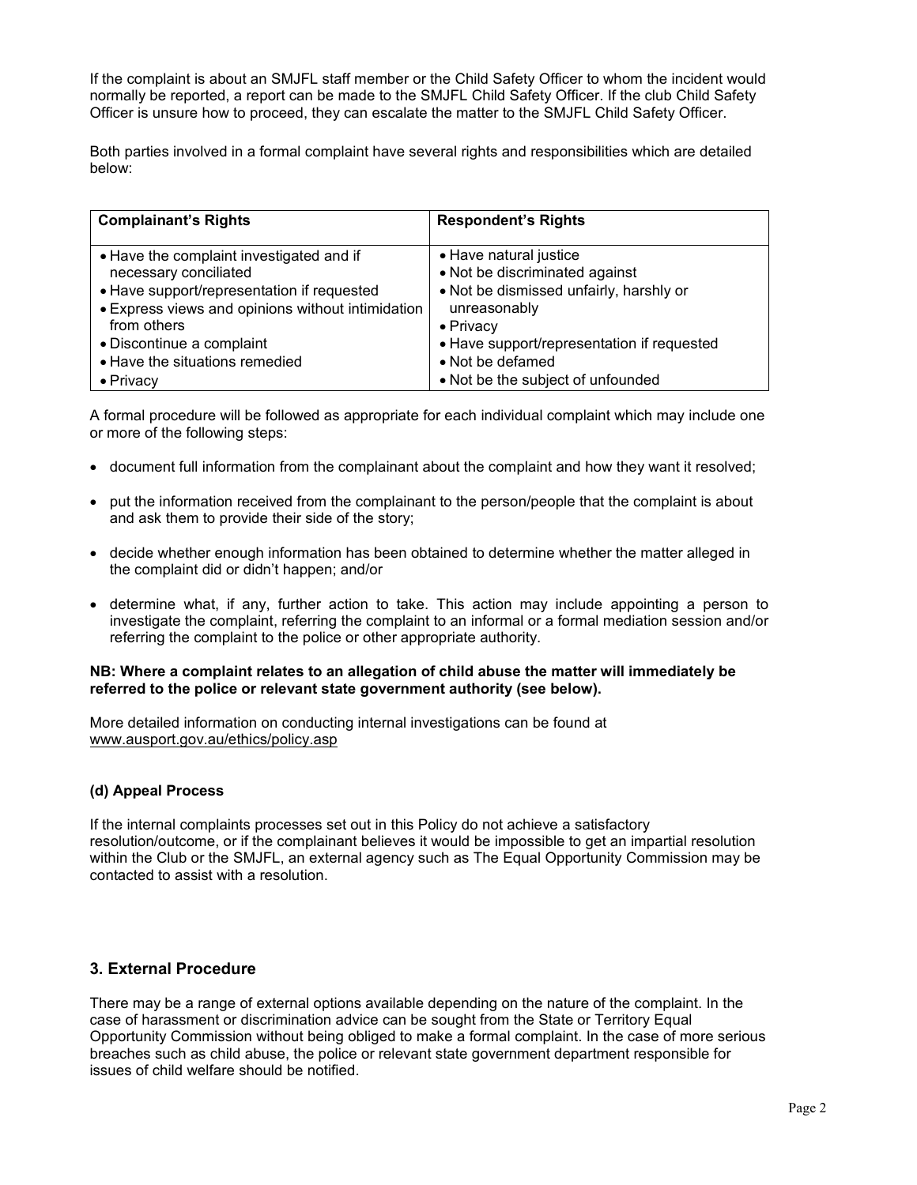If the complaint is about an SMJFL staff member or the Child Safety Officer to whom the incident would normally be reported, a report can be made to the SMJFL Child Safety Officer. If the club Child Safety Officer is unsure how to proceed, they can escalate the matter to the SMJFL Child Safety Officer.

Both parties involved in a formal complaint have several rights and responsibilities which are detailed below:

| Complainant's Rights | Respondent's Rights |
|---|---|
| • Have the complaint investigated and if necessary conciliated<br>• Have support/representation if requested<br>• Express views and opinions without intimidation from others<br>• Discontinue a complaint<br>• Have the situations remedied<br>• Privacy | • Have natural justice<br>• Not be discriminated against<br>• Not be dismissed unfairly, harshly or unreasonably<br>• Privacy<br>• Have support/representation if requested<br>• Not be defamed<br>• Not be the subject of unfounded |

A formal procedure will be followed as appropriate for each individual complaint which may include one or more of the following steps:

- document full information from the complainant about the complaint and how they want it resolved;
- put the information received from the complainant to the person/people that the complaint is about and ask them to provide their side of the story;
- decide whether enough information has been obtained to determine whether the matter alleged in the complaint did or didn't happen; and/or
- determine what, if any, further action to take. This action may include appointing a person to investigate the complaint, referring the complaint to an informal or a formal mediation session and/or referring the complaint to the police or other appropriate authority.

**NB: Where a complaint relates to an allegation of child abuse the matter will immediately be referred to the police or relevant state government authority (see below).**

More detailed information on conducting internal investigations can be found at www.ausport.gov.au/ethics/policy.asp

#### (d) Appeal Process

If the internal complaints processes set out in this Policy do not achieve a satisfactory resolution/outcome, or if the complainant believes it would be impossible to get an impartial resolution within the Club or the SMJFL, an external agency such as The Equal Opportunity Commission may be contacted to assist with a resolution.

## 3. External Procedure

There may be a range of external options available depending on the nature of the complaint. In the case of harassment or discrimination advice can be sought from the State or Territory Equal Opportunity Commission without being obliged to make a formal complaint. In the case of more serious breaches such as child abuse, the police or relevant state government department responsible for issues of child welfare should be notified.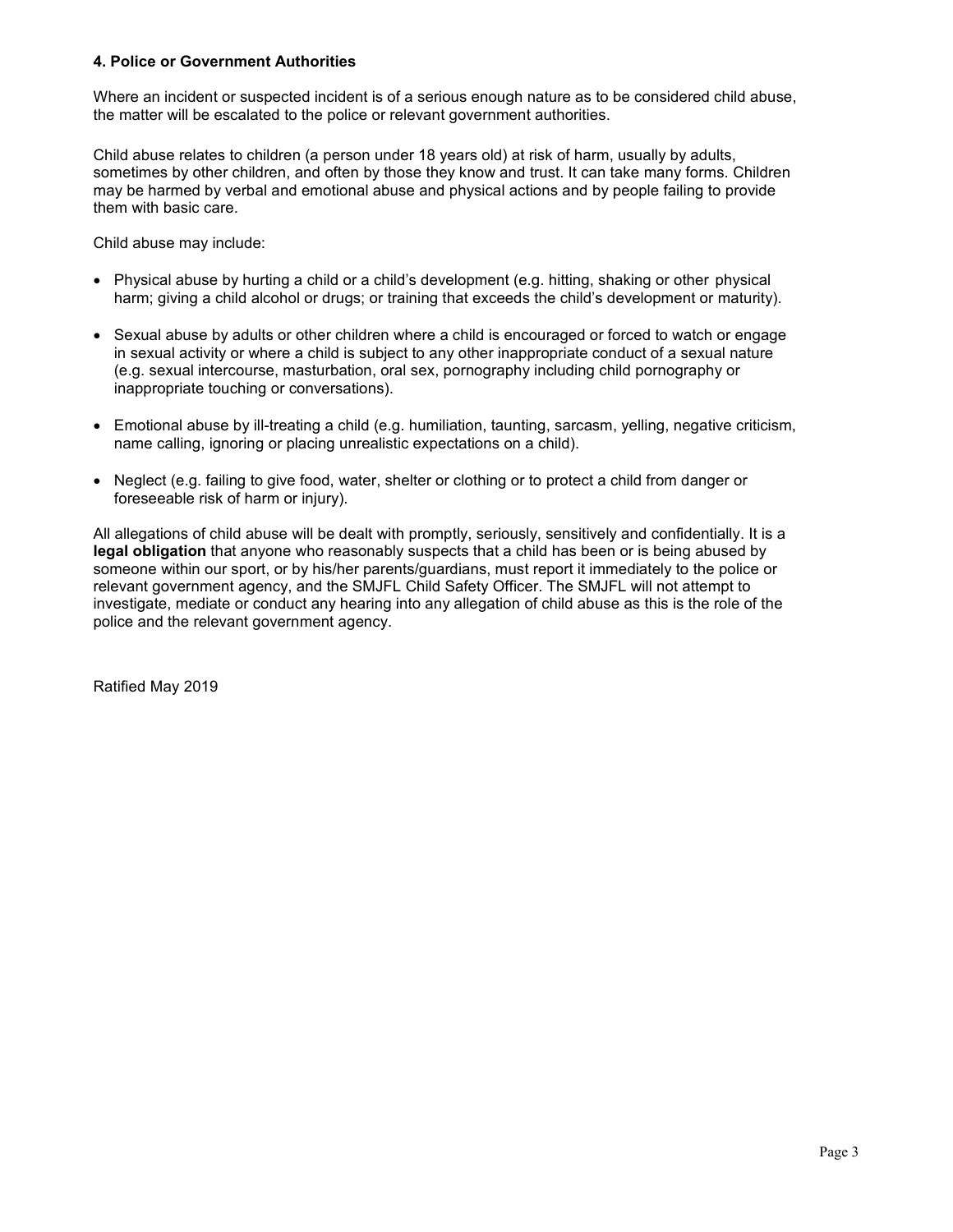### 4. Police or Government Authorities

Where an incident or suspected incident is of a serious enough nature as to be considered child abuse, the matter will be escalated to the police or relevant government authorities.

Child abuse relates to children (a person under 18 years old) at risk of harm, usually by adults, sometimes by other children, and often by those they know and trust. It can take many forms. Children may be harmed by verbal and emotional abuse and physical actions and by people failing to provide them with basic care.

Child abuse may include:

- Physical abuse by hurting a child or a child's development (e.g. hitting, shaking or other physical harm; giving a child alcohol or drugs; or training that exceeds the child's development or maturity).
- Sexual abuse by adults or other children where a child is encouraged or forced to watch or engage in sexual activity or where a child is subject to any other inappropriate conduct of a sexual nature (e.g. sexual intercourse, masturbation, oral sex, pornography including child pornography or inappropriate touching or conversations).
- Emotional abuse by ill-treating a child (e.g. humiliation, taunting, sarcasm, yelling, negative criticism, name calling, ignoring or placing unrealistic expectations on a child).
- Neglect (e.g. failing to give food, water, shelter or clothing or to protect a child from danger or foreseeable risk of harm or injury).

All allegations of child abuse will be dealt with promptly, seriously, sensitively and confidentially. It is a **legal obligation** that anyone who reasonably suspects that a child has been or is being abused by someone within our sport, or by his/her parents/guardians, must report it immediately to the police or relevant government agency, and the SMJFL Child Safety Officer. The SMJFL will not attempt to investigate, mediate or conduct any hearing into any allegation of child abuse as this is the role of the police and the relevant government agency.

Ratified May 2019